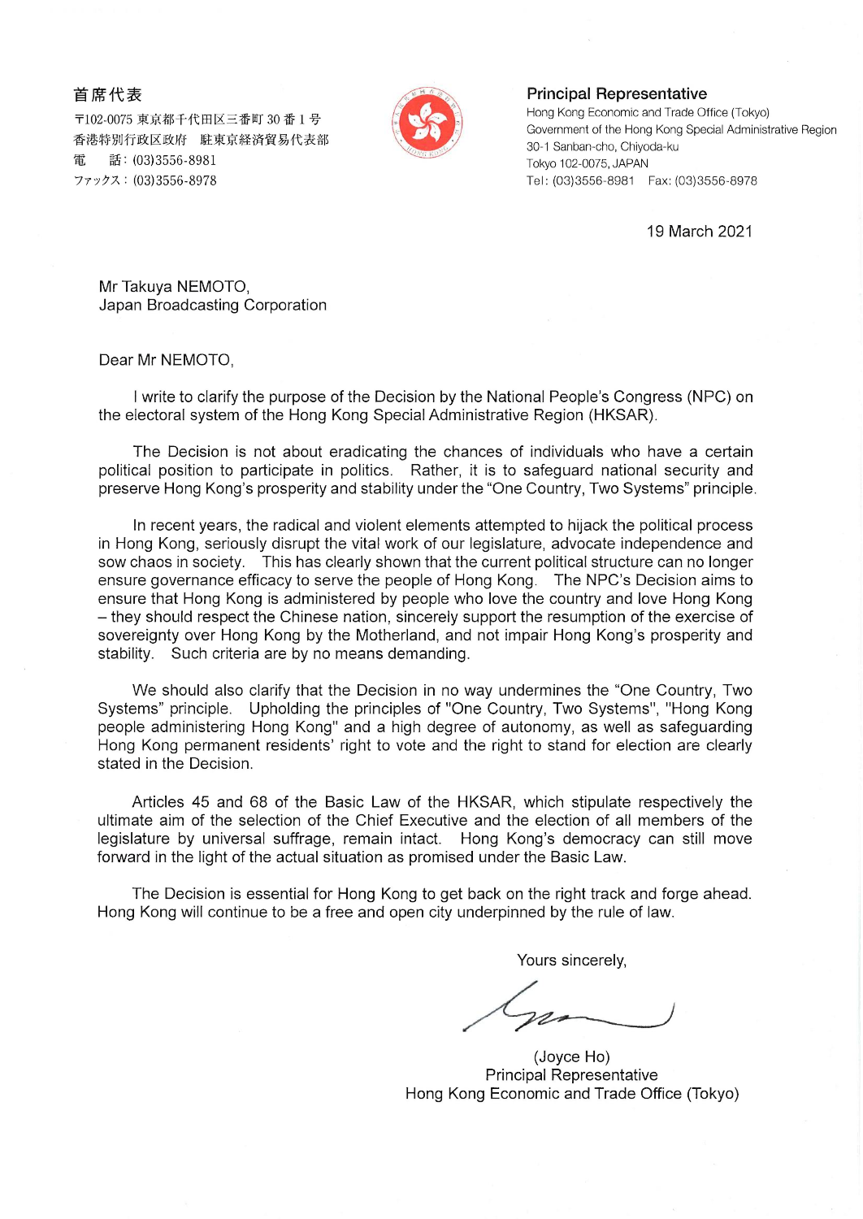首席代表
〒102-0075 東京都千代田区三番町 30 番 1 号
香港特別行政区政府　駐東京経済貿易代表部
電　話：(03)3556-8981
ファックス：(03)3556-8978

**Principal Representative**
Hong Kong Economic and Trade Office (Tokyo)
Government of the Hong Kong Special Administrative Region
30-1 Sanban-cho, Chiyoda-ku
Tokyo 102-0075, JAPAN
Tel: (03)3556-8981　Fax: (03)3556-8978

19 March 2021

Mr Takuya NEMOTO,
Japan Broadcasting Corporation

Dear Mr NEMOTO,

I write to clarify the purpose of the Decision by the National People's Congress (NPC) on the electoral system of the Hong Kong Special Administrative Region (HKSAR).

The Decision is not about eradicating the chances of individuals who have a certain political position to participate in politics. Rather, it is to safeguard national security and preserve Hong Kong's prosperity and stability under the "One Country, Two Systems" principle.

In recent years, the radical and violent elements attempted to hijack the political process in Hong Kong, seriously disrupt the vital work of our legislature, advocate independence and sow chaos in society. This has clearly shown that the current political structure can no longer ensure governance efficacy to serve the people of Hong Kong. The NPC's Decision aims to ensure that Hong Kong is administered by people who love the country and love Hong Kong – they should respect the Chinese nation, sincerely support the resumption of the exercise of sovereignty over Hong Kong by the Motherland, and not impair Hong Kong's prosperity and stability. Such criteria are by no means demanding.

We should also clarify that the Decision in no way undermines the "One Country, Two Systems" principle. Upholding the principles of "One Country, Two Systems", "Hong Kong people administering Hong Kong" and a high degree of autonomy, as well as safeguarding Hong Kong permanent residents' right to vote and the right to stand for election are clearly stated in the Decision.

Articles 45 and 68 of the Basic Law of the HKSAR, which stipulate respectively the ultimate aim of the selection of the Chief Executive and the election of all members of the legislature by universal suffrage, remain intact. Hong Kong's democracy can still move forward in the light of the actual situation as promised under the Basic Law.

The Decision is essential for Hong Kong to get back on the right track and forge ahead. Hong Kong will continue to be a free and open city underpinned by the rule of law.

Yours sincerely,

(Joyce Ho)
Principal Representative
Hong Kong Economic and Trade Office (Tokyo)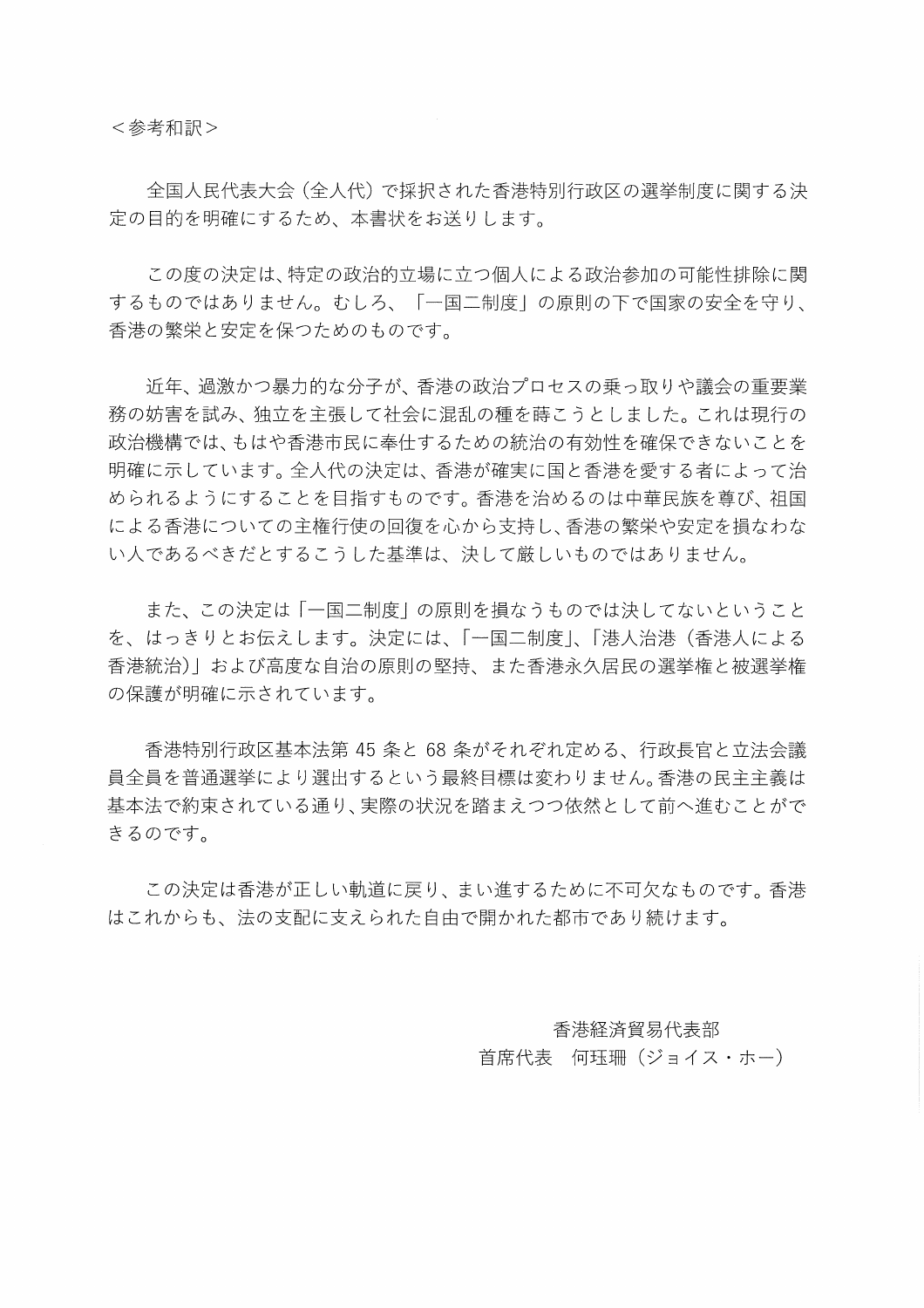＜参考和訳＞

全国人民代表大会（全人代）で採択された香港特別行政区の選挙制度に関する決定の目的を明確にするため、本書状をお送りします。

この度の決定は、特定の政治的立場に立つ個人による政治参加の可能性排除に関するものではありません。むしろ、「一国二制度」の原則の下で国家の安全を守り、香港の繁栄と安定を保つためのものです。

近年、過激かつ暴力的な分子が、香港の政治プロセスの乗っ取りや議会の重要業務の妨害を試み、独立を主張して社会に混乱の種を蒔こうとしました。これは現行の政治機構では、もはや香港市民に奉仕するための統治の有効性を確保できないことを明確に示しています。全人代の決定は、香港が確実に国と香港を愛する者によって治められるようにすることを目指すものです。香港を治めるのは中華民族を尊び、祖国による香港についての主権行使の回復を心から支持し、香港の繁栄や安定を損なわない人であるべきだとするこうした基準は、決して厳しいものではありません。

また、この決定は「一国二制度」の原則を損なうものでは決してないということを、はっきりとお伝えします。決定には、「一国二制度」、「港人治港（香港人による香港統治）」および高度な自治の原則の堅持、また香港永久居民の選挙権と被選挙権の保護が明確に示されています。

香港特別行政区基本法第 45 条と 68 条がそれぞれ定める、行政長官と立法会議員全員を普通選挙により選出するという最終目標は変わりません。香港の民主主義は基本法で約束されている通り、実際の状況を踏まえつつ依然として前へ進むことができるのです。

この決定は香港が正しい軌道に戻り、まい進するために不可欠なものです。香港はこれからも、法の支配に支えられた自由で開かれた都市であり続けます。

香港経済貿易代表部
首席代表　何珏珊（ジョイス・ホー）